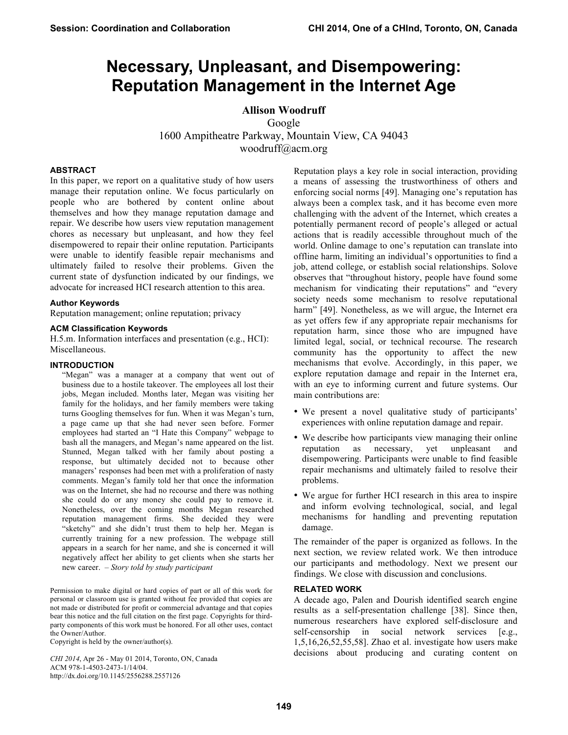# Necessary, Unpleasant, and Disempowering: Reputation Management in the Internet Age

**Allison Woodruff**
Google
1600 Ampitheatre Parkway, Mountain View, CA 94043
woodruff@acm.org

## ABSTRACT

In this paper, we report on a qualitative study of how users manage their reputation online. We focus particularly on people who are bothered by content online about themselves and how they manage reputation damage and repair. We describe how users view reputation management chores as necessary but unpleasant, and how they feel disempowered to repair their online reputation. Participants were unable to identify feasible repair mechanisms and ultimately failed to resolve their problems. Given the current state of dysfunction indicated by our findings, we advocate for increased HCI research attention to this area.

### Author Keywords

Reputation management; online reputation; privacy

### ACM Classification Keywords

H.5.m. Information interfaces and presentation (e.g., HCI): Miscellaneous.

## INTRODUCTION

> "Megan" was a manager at a company that went out of business due to a hostile takeover. The employees all lost their jobs, Megan included. Months later, Megan was visiting her family for the holidays, and her family members were taking turns Googling themselves for fun. When it was Megan's turn, a page came up that she had never seen before. Former employees had started an "I Hate this Company" webpage to bash all the managers, and Megan's name appeared on the list. Stunned, Megan talked with her family about posting a response, but ultimately decided not to because other managers' responses had been met with a proliferation of nasty comments. Megan's family told her that once the information was on the Internet, she had no recourse and there was nothing she could do or any money she could pay to remove it. Nonetheless, over the coming months Megan researched reputation management firms. She decided they were "sketchy" and she didn't trust them to help her. Megan is currently training for a new profession. The webpage still appears in a search for her name, and she is concerned it will negatively affect her ability to get clients when she starts her new career. – *Story told by study participant*

Permission to make digital or hard copies of part or all of this work for personal or classroom use is granted without fee provided that copies are not made or distributed for profit or commercial advantage and that copies bear this notice and the full citation on the first page. Copyrights for third-party components of this work must be honored. For all other uses, contact the Owner/Author.
Copyright is held by the owner/author(s).

*CHI 2014*, Apr 26 - May 01 2014, Toronto, ON, Canada
ACM 978-1-4503-2473-1/14/04.
http://dx.doi.org/10.1145/2556288.2557126

Reputation plays a key role in social interaction, providing a means of assessing the trustworthiness of others and enforcing social norms [49]. Managing one's reputation has always been a complex task, and it has become even more challenging with the advent of the Internet, which creates a potentially permanent record of people's alleged or actual actions that is readily accessible throughout much of the world. Online damage to one's reputation can translate into offline harm, limiting an individual's opportunities to find a job, attend college, or establish social relationships. Solove observes that "throughout history, people have found some mechanism for vindicating their reputations" and "every society needs some mechanism to resolve reputational harm" [49]. Nonetheless, as we will argue, the Internet era as yet offers few if any appropriate repair mechanisms for reputation harm, since those who are impugned have limited legal, social, or technical recourse. The research community has the opportunity to affect the new mechanisms that evolve. Accordingly, in this paper, we explore reputation damage and repair in the Internet era, with an eye to informing current and future systems. Our main contributions are:

- We present a novel qualitative study of participants' experiences with online reputation damage and repair.
- We describe how participants view managing their online reputation as necessary, yet unpleasant and disempowering. Participants were unable to find feasible repair mechanisms and ultimately failed to resolve their problems.
- We argue for further HCI research in this area to inspire and inform evolving technological, social, and legal mechanisms for handling and preventing reputation damage.

The remainder of the paper is organized as follows. In the next section, we review related work. We then introduce our participants and methodology. Next we present our findings. We close with discussion and conclusions.

## RELATED WORK

A decade ago, Palen and Dourish identified search engine results as a self-presentation challenge [38]. Since then, numerous researchers have explored self-disclosure and self-censorship in social network services [e.g., 1,5,16,26,52,55,58]. Zhao et al. investigate how users make decisions about producing and curating content on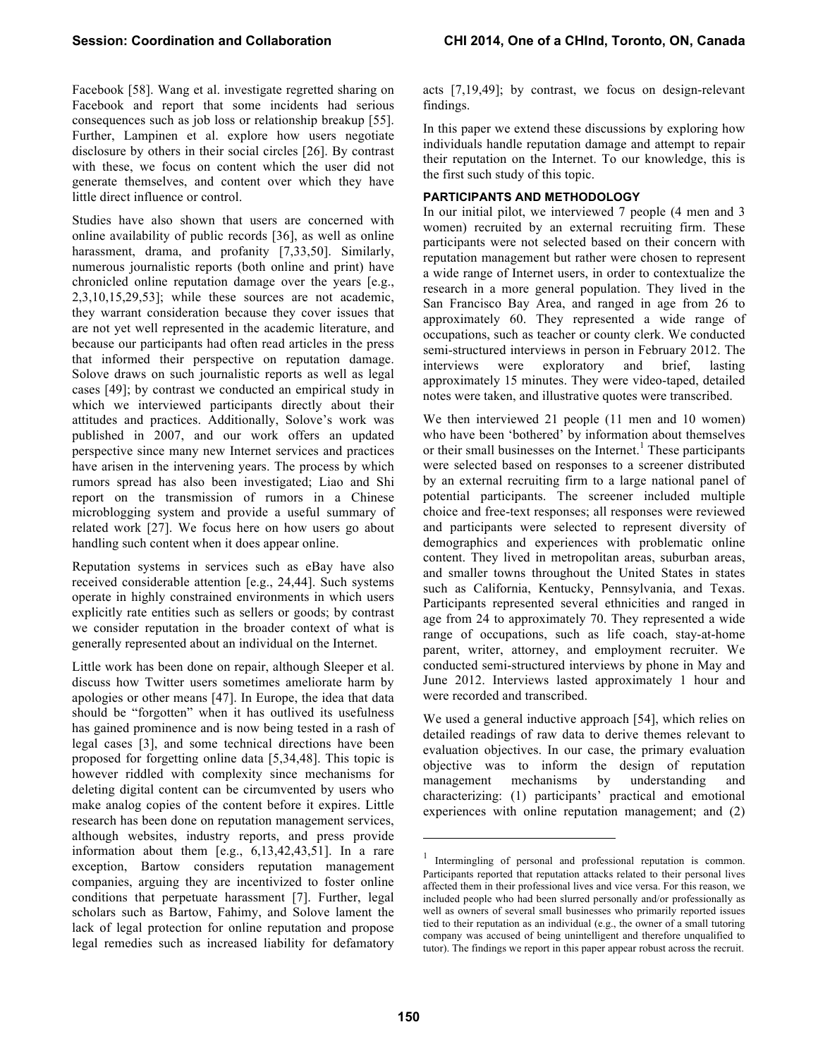Facebook [58]. Wang et al. investigate regretted sharing on Facebook and report that some incidents had serious consequences such as job loss or relationship breakup [55]. Further, Lampinen et al. explore how users negotiate disclosure by others in their social circles [26]. By contrast with these, we focus on content which the user did not generate themselves, and content over which they have little direct influence or control.

Studies have also shown that users are concerned with online availability of public records [36], as well as online harassment, drama, and profanity [7,33,50]. Similarly, numerous journalistic reports (both online and print) have chronicled online reputation damage over the years [e.g., 2,3,10,15,29,53]; while these sources are not academic, they warrant consideration because they cover issues that are not yet well represented in the academic literature, and because our participants had often read articles in the press that informed their perspective on reputation damage. Solove draws on such journalistic reports as well as legal cases [49]; by contrast we conducted an empirical study in which we interviewed participants directly about their attitudes and practices. Additionally, Solove's work was published in 2007, and our work offers an updated perspective since many new Internet services and practices have arisen in the intervening years. The process by which rumors spread has also been investigated; Liao and Shi report on the transmission of rumors in a Chinese microblogging system and provide a useful summary of related work [27]. We focus here on how users go about handling such content when it does appear online.

Reputation systems in services such as eBay have also received considerable attention [e.g., 24,44]. Such systems operate in highly constrained environments in which users explicitly rate entities such as sellers or goods; by contrast we consider reputation in the broader context of what is generally represented about an individual on the Internet.

Little work has been done on repair, although Sleeper et al. discuss how Twitter users sometimes ameliorate harm by apologies or other means [47]. In Europe, the idea that data should be "forgotten" when it has outlived its usefulness has gained prominence and is now being tested in a rash of legal cases [3], and some technical directions have been proposed for forgetting online data [5,34,48]. This topic is however riddled with complexity since mechanisms for deleting digital content can be circumvented by users who make analog copies of the content before it expires. Little research has been done on reputation management services, although websites, industry reports, and press provide information about them [e.g., 6,13,42,43,51]. In a rare exception, Bartow considers reputation management companies, arguing they are incentivized to foster online conditions that perpetuate harassment [7]. Further, legal scholars such as Bartow, Fahimy, and Solove lament the lack of legal protection for online reputation and propose legal remedies such as increased liability for defamatory acts [7,19,49]; by contrast, we focus on design-relevant findings.

In this paper we extend these discussions by exploring how individuals handle reputation damage and attempt to repair their reputation on the Internet. To our knowledge, this is the first such study of this topic.

## PARTICIPANTS AND METHODOLOGY

In our initial pilot, we interviewed 7 people (4 men and 3 women) recruited by an external recruiting firm. These participants were not selected based on their concern with reputation management but rather were chosen to represent a wide range of Internet users, in order to contextualize the research in a more general population. They lived in the San Francisco Bay Area, and ranged in age from 26 to approximately 60. They represented a wide range of occupations, such as teacher or county clerk. We conducted semi-structured interviews in person in February 2012. The interviews were exploratory and brief, lasting approximately 15 minutes. They were video-taped, detailed notes were taken, and illustrative quotes were transcribed.

We then interviewed 21 people (11 men and 10 women) who have been 'bothered' by information about themselves or their small businesses on the Internet.[1] These participants were selected based on responses to a screener distributed by an external recruiting firm to a large national panel of potential participants. The screener included multiple choice and free-text responses; all responses were reviewed and participants were selected to represent diversity of demographics and experiences with problematic online content. They lived in metropolitan areas, suburban areas, and smaller towns throughout the United States in states such as California, Kentucky, Pennsylvania, and Texas. Participants represented several ethnicities and ranged in age from 24 to approximately 70. They represented a wide range of occupations, such as life coach, stay-at-home parent, writer, attorney, and employment recruiter. We conducted semi-structured interviews by phone in May and June 2012. Interviews lasted approximately 1 hour and were recorded and transcribed.

We used a general inductive approach [54], which relies on detailed readings of raw data to derive themes relevant to evaluation objectives. In our case, the primary evaluation objective was to inform the design of reputation management mechanisms by understanding and characterizing: (1) participants' practical and emotional experiences with online reputation management; and (2)

[1] Intermingling of personal and professional reputation is common. Participants reported that reputation attacks related to their personal lives affected them in their professional lives and vice versa. For this reason, we included people who had been slurred personally and/or professionally as well as owners of several small businesses who primarily reported issues tied to their reputation as an individual (e.g., the owner of a small tutoring company was accused of being unintelligent and therefore unqualified to tutor). The findings we report in this paper appear robust across the recruit.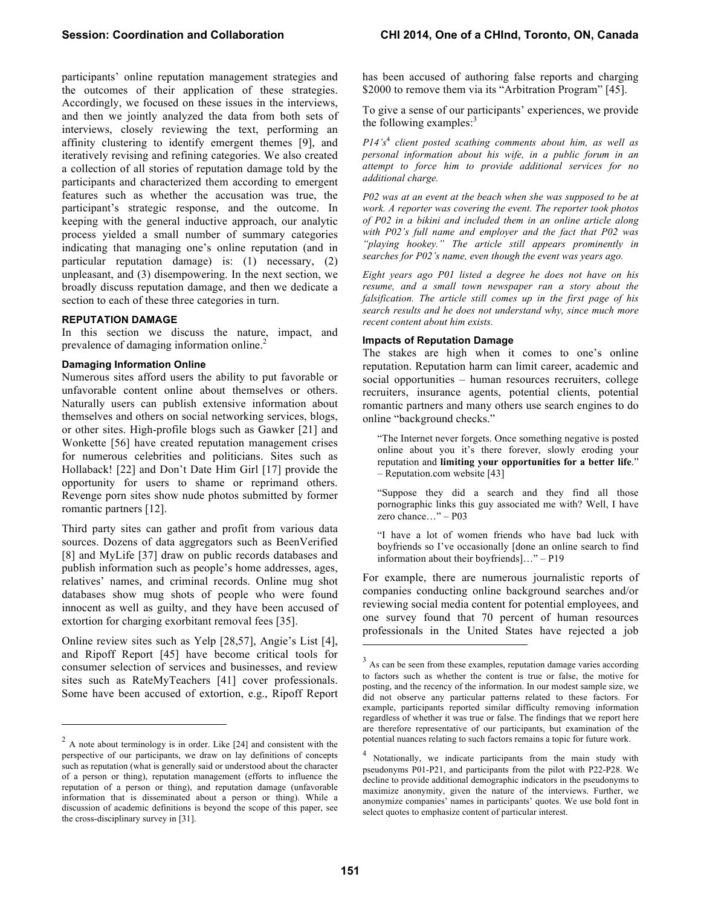participants' online reputation management strategies and the outcomes of their application of these strategies. Accordingly, we focused on these issues in the interviews, and then we jointly analyzed the data from both sets of interviews, closely reviewing the text, performing an affinity clustering to identify emergent themes [9], and iteratively revising and refining categories. We also created a collection of all stories of reputation damage told by the participants and characterized them according to emergent features such as whether the accusation was true, the participant's strategic response, and the outcome. In keeping with the general inductive approach, our analytic process yielded a small number of summary categories indicating that managing one's online reputation (and in particular reputation damage) is: (1) necessary, (2) unpleasant, and (3) disempowering. In the next section, we broadly discuss reputation damage, and then we dedicate a section to each of these three categories in turn.

## REPUTATION DAMAGE

In this section we discuss the nature, impact, and prevalence of damaging information online.[2]

### Damaging Information Online

Numerous sites afford users the ability to put favorable or unfavorable content online about themselves or others. Naturally users can publish extensive information about themselves and others on social networking services, blogs, or other sites. High-profile blogs such as Gawker [21] and Wonkette [56] have created reputation management crises for numerous celebrities and politicians. Sites such as Hollaback! [22] and Don't Date Him Girl [17] provide the opportunity for users to shame or reprimand others. Revenge porn sites show nude photos submitted by former romantic partners [12].

Third party sites can gather and profit from various data sources. Dozens of data aggregators such as BeenVerified [8] and MyLife [37] draw on public records databases and publish information such as people's home addresses, ages, relatives' names, and criminal records. Online mug shot databases show mug shots of people who were found innocent as well as guilty, and they have been accused of extortion for charging exorbitant removal fees [35].

Online review sites such as Yelp [28,57], Angie's List [4], and Ripoff Report [45] have become critical tools for consumer selection of services and businesses, and review sites such as RateMyTeachers [41] cover professionals. Some have been accused of extortion, e.g., Ripoff Report has been accused of authoring false reports and charging $2000 to remove them via its "Arbitration Program" [45].

To give a sense of our participants' experiences, we provide the following examples:[3]

*P14's*[4] *client posted scathing comments about him, as well as personal information about his wife, in a public forum in an attempt to force him to provide additional services for no additional charge.*

*P02 was at an event at the beach when she was supposed to be at work. A reporter was covering the event. The reporter took photos of P02 in a bikini and included them in an online article along with P02's full name and employer and the fact that P02 was "playing hookey." The article still appears prominently in searches for P02's name, even though the event was years ago.*

*Eight years ago P01 listed a degree he does not have on his resume, and a small town newspaper ran a story about the falsification. The article still comes up in the first page of his search results and he does not understand why, since much more recent content about him exists.*

### Impacts of Reputation Damage

The stakes are high when it comes to one's online reputation. Reputation harm can limit career, academic and social opportunities – human resources recruiters, college recruiters, insurance agents, potential clients, potential romantic partners and many others use search engines to do online "background checks."

> "The Internet never forgets. Once something negative is posted online about you it's there forever, slowly eroding your reputation and **limiting your opportunities for a better life**." – Reputation.com website [43]

> "Suppose they did a search and they find all those pornographic links this guy associated me with? Well, I have zero chance…" – P03

> "I have a lot of women friends who have bad luck with boyfriends so I've occasionally [done an online search to find information about their boyfriends]…" – P19

For example, there are numerous journalistic reports of companies conducting online background searches and/or reviewing social media content for potential employees, and one survey found that 70 percent of human resources professionals in the United States have rejected a job

---

[2] A note about terminology is in order. Like [24] and consistent with the perspective of our participants, we draw on lay definitions of concepts such as reputation (what is generally said or understood about the character of a person or thing), reputation management (efforts to influence the reputation of a person or thing), and reputation damage (unfavorable information that is disseminated about a person or thing). While a discussion of academic definitions is beyond the scope of this paper, see the cross-disciplinary survey in [31].

[3] As can be seen from these examples, reputation damage varies according to factors such as whether the content is true or false, the motive for posting, and the recency of the information. In our modest sample size, we did not observe any particular patterns related to these factors. For example, participants reported similar difficulty removing information regardless of whether it was true or false. The findings that we report here are therefore representative of our participants, but examination of the potential nuances relating to such factors remains a topic for future work.

[4] Notationally, we indicate participants from the main study with pseudonyms P01-P21, and participants from the pilot with P22-P28. We decline to provide additional demographic indicators in the pseudonyms to maximize anonymity, given the nature of the interviews. Further, we anonymize companies' names in participants' quotes. We use bold font in select quotes to emphasize content of particular interest.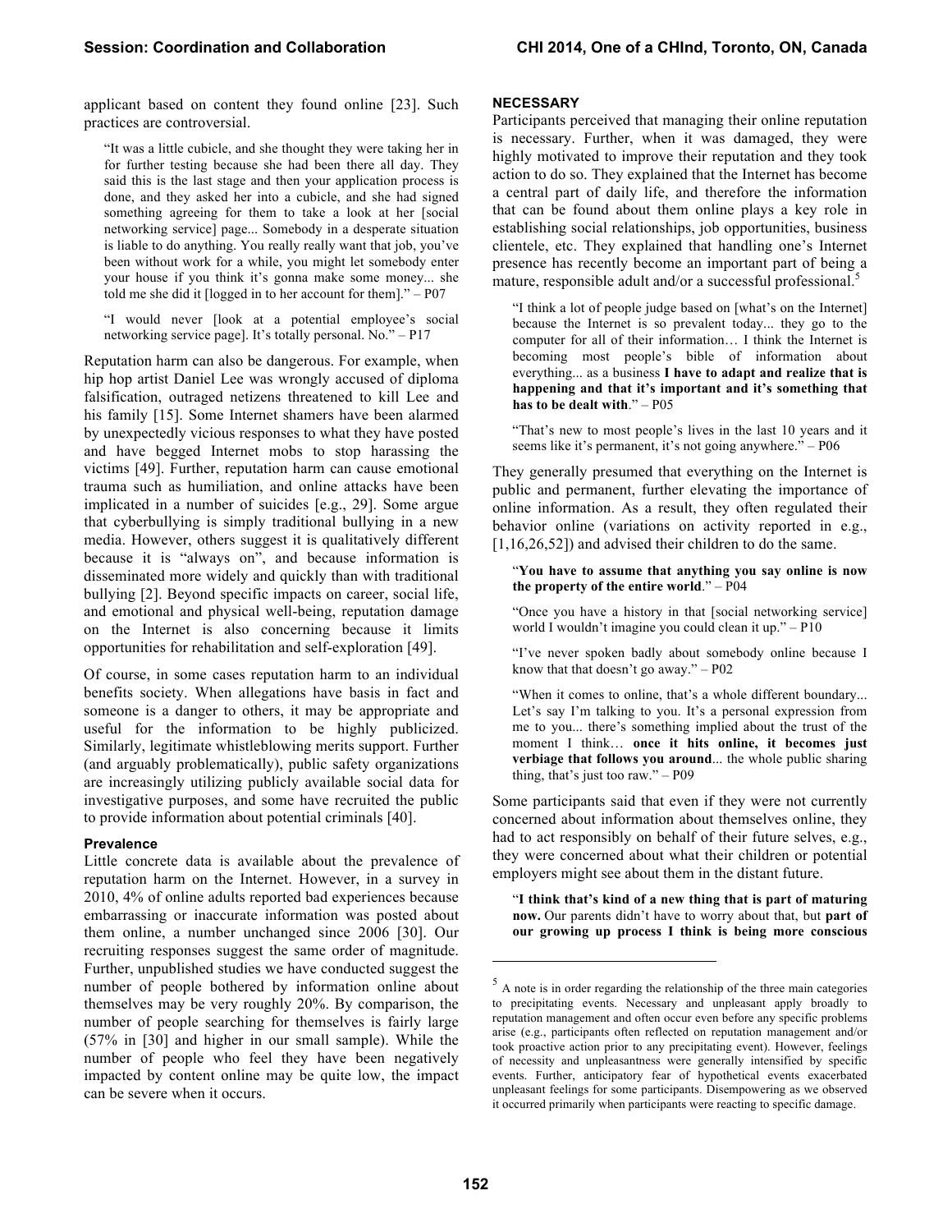applicant based on content they found online [23]. Such practices are controversial.

> "It was a little cubicle, and she thought they were taking her in for further testing because she had been there all day. They said this is the last stage and then your application process is done, and they asked her into a cubicle, and she had signed something agreeing for them to take a look at her [social networking service] page... Somebody in a desperate situation is liable to do anything. You really really want that job, you've been without work for a while, you might let somebody enter your house if you think it's gonna make some money... she told me she did it [logged in to her account for them]." – P07

> "I would never [look at a potential employee's social networking service page]. It's totally personal. No." – P17

Reputation harm can also be dangerous. For example, when hip hop artist Daniel Lee was wrongly accused of diploma falsification, outraged netizens threatened to kill Lee and his family [15]. Some Internet shamers have been alarmed by unexpectedly vicious responses to what they have posted and have begged Internet mobs to stop harassing the victims [49]. Further, reputation harm can cause emotional trauma such as humiliation, and online attacks have been implicated in a number of suicides [e.g., 29]. Some argue that cyberbullying is simply traditional bullying in a new media. However, others suggest it is qualitatively different because it is "always on", and because information is disseminated more widely and quickly than with traditional bullying [2]. Beyond specific impacts on career, social life, and emotional and physical well-being, reputation damage on the Internet is also concerning because it limits opportunities for rehabilitation and self-exploration [49].

Of course, in some cases reputation harm to an individual benefits society. When allegations have basis in fact and someone is a danger to others, it may be appropriate and useful for the information to be highly publicized. Similarly, legitimate whistleblowing merits support. Further (and arguably problematically), public safety organizations are increasingly utilizing publicly available social data for investigative purposes, and some have recruited the public to provide information about potential criminals [40].

#### Prevalence

Little concrete data is available about the prevalence of reputation harm on the Internet. However, in a survey in 2010, 4% of online adults reported bad experiences because embarrassing or inaccurate information was posted about them online, a number unchanged since 2006 [30]. Our recruiting responses suggest the same order of magnitude. Further, unpublished studies we have conducted suggest the number of people bothered by information online about themselves may be very roughly 20%. By comparison, the number of people searching for themselves is fairly large (57% in [30] and higher in our small sample). While the number of people who feel they have been negatively impacted by content online may be quite low, the impact can be severe when it occurs.

### NECESSARY

Participants perceived that managing their online reputation is necessary. Further, when it was damaged, they were highly motivated to improve their reputation and they took action to do so. They explained that the Internet has become a central part of daily life, and therefore the information that can be found about them online plays a key role in establishing social relationships, job opportunities, business clientele, etc. They explained that handling one's Internet presence has recently become an important part of being a mature, responsible adult and/or a successful professional.[5]

> "I think a lot of people judge based on [what's on the Internet] because the Internet is so prevalent today... they go to the computer for all of their information… I think the Internet is becoming most people's bible of information about everything... as a business **I have to adapt and realize that is happening and that it's important and it's something that has to be dealt with**." – P05

> "That's new to most people's lives in the last 10 years and it seems like it's permanent, it's not going anywhere." – P06

They generally presumed that everything on the Internet is public and permanent, further elevating the importance of online information. As a result, they often regulated their behavior online (variations on activity reported in e.g., [1,16,26,52]) and advised their children to do the same.

> "**You have to assume that anything you say online is now the property of the entire world**." – P04

> "Once you have a history in that [social networking service] world I wouldn't imagine you could clean it up." – P10

> "I've never spoken badly about somebody online because I know that that doesn't go away." – P02

> "When it comes to online, that's a whole different boundary... Let's say I'm talking to you. It's a personal expression from me to you... there's something implied about the trust of the moment I think… **once it hits online, it becomes just verbiage that follows you around**... the whole public sharing thing, that's just too raw." – P09

Some participants said that even if they were not currently concerned about information about themselves online, they had to act responsibly on behalf of their future selves, e.g., they were concerned about what their children or potential employers might see about them in the distant future.

> "**I think that's kind of a new thing that is part of maturing now.** Our parents didn't have to worry about that, but **part of our growing up process I think is being more conscious**

[5] A note is in order regarding the relationship of the three main categories to precipitating events. Necessary and unpleasant apply broadly to reputation management and often occur even before any specific problems arise (e.g., participants often reflected on reputation management and/or took proactive action prior to any precipitating event). However, feelings of necessity and unpleasantness were generally intensified by specific events. Further, anticipatory fear of hypothetical events exacerbated unpleasant feelings for some participants. Disempowering as we observed it occurred primarily when participants were reacting to specific damage.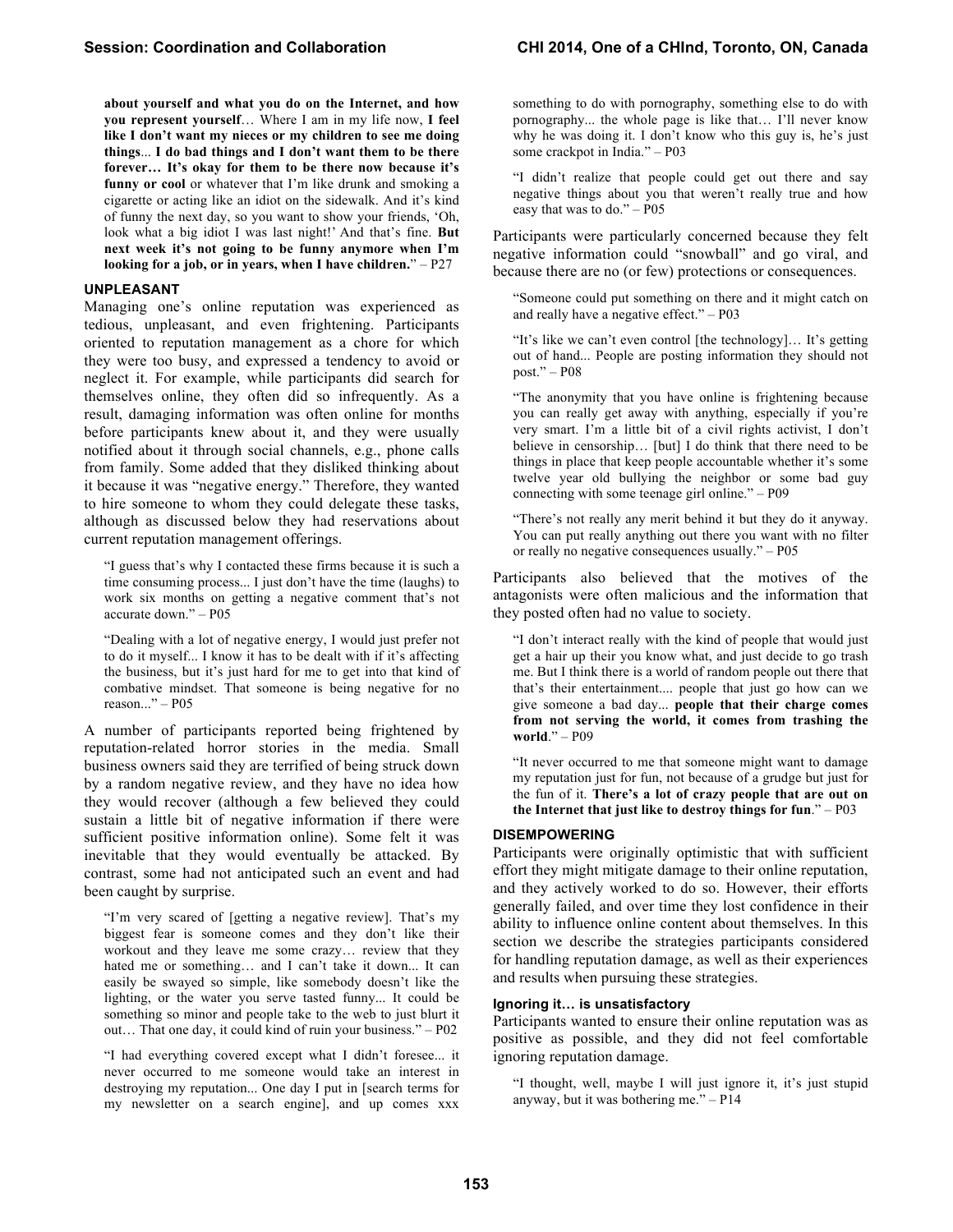**about yourself and what you do on the Internet, and how you represent yourself**… Where I am in my life now, **I feel like I don't want my nieces or my children to see me doing things**... **I do bad things and I don't want them to be there forever… It's okay for them to be there now because it's funny or cool** or whatever that I'm like drunk and smoking a cigarette or acting like an idiot on the sidewalk. And it's kind of funny the next day, so you want to show your friends, 'Oh, look what a big idiot I was last night!' And that's fine. **But next week it's not going to be funny anymore when I'm looking for a job, or in years, when I have children.**" – P27

### UNPLEASANT

Managing one's online reputation was experienced as tedious, unpleasant, and even frightening. Participants oriented to reputation management as a chore for which they were too busy, and expressed a tendency to avoid or neglect it. For example, while participants did search for themselves online, they often did so infrequently. As a result, damaging information was often online for months before participants knew about it, and they were usually notified about it through social channels, e.g., phone calls from family. Some added that they disliked thinking about it because it was "negative energy." Therefore, they wanted to hire someone to whom they could delegate these tasks, although as discussed below they had reservations about current reputation management offerings.

> "I guess that's why I contacted these firms because it is such a time consuming process... I just don't have the time (laughs) to work six months on getting a negative comment that's not accurate down." – P05

> "Dealing with a lot of negative energy, I would just prefer not to do it myself... I know it has to be dealt with if it's affecting the business, but it's just hard for me to get into that kind of combative mindset. That someone is being negative for no reason..." – P05

A number of participants reported being frightened by reputation-related horror stories in the media. Small business owners said they are terrified of being struck down by a random negative review, and they have no idea how they would recover (although a few believed they could sustain a little bit of negative information if there were sufficient positive information online). Some felt it was inevitable that they would eventually be attacked. By contrast, some had not anticipated such an event and had been caught by surprise.

> "I'm very scared of [getting a negative review]. That's my biggest fear is someone comes and they don't like their workout and they leave me some crazy… review that they hated me or something… and I can't take it down... It can easily be swayed so simple, like somebody doesn't like the lighting, or the water you serve tasted funny... It could be something so minor and people take to the web to just blurt it out… That one day, it could kind of ruin your business." – P02

> "I had everything covered except what I didn't foresee... it never occurred to me someone would take an interest in destroying my reputation... One day I put in [search terms for my newsletter on a search engine], and up comes xxx something to do with pornography, something else to do with pornography... the whole page is like that… I'll never know why he was doing it. I don't know who this guy is, he's just some crackpot in India." – P03

> "I didn't realize that people could get out there and say negative things about you that weren't really true and how easy that was to do." – P05

Participants were particularly concerned because they felt negative information could "snowball" and go viral, and because there are no (or few) protections or consequences.

> "Someone could put something on there and it might catch on and really have a negative effect." – P03

> "It's like we can't even control [the technology]… It's getting out of hand... People are posting information they should not post." – P08

> "The anonymity that you have online is frightening because you can really get away with anything, especially if you're very smart. I'm a little bit of a civil rights activist, I don't believe in censorship… [but] I do think that there need to be things in place that keep people accountable whether it's some twelve year old bullying the neighbor or some bad guy connecting with some teenage girl online." – P09

> "There's not really any merit behind it but they do it anyway. You can put really anything out there you want with no filter or really no negative consequences usually." – P05

Participants also believed that the motives of the antagonists were often malicious and the information that they posted often had no value to society.

> "I don't interact really with the kind of people that would just get a hair up their you know what, and just decide to go trash me. But I think there is a world of random people out there that that's their entertainment.... people that just go how can we give someone a bad day... **people that their charge comes from not serving the world, it comes from trashing the world**." – P09

> "It never occurred to me that someone might want to damage my reputation just for fun, not because of a grudge but just for the fun of it. **There's a lot of crazy people that are out on the Internet that just like to destroy things for fun**." – P03

### DISEMPOWERING

Participants were originally optimistic that with sufficient effort they might mitigate damage to their online reputation, and they actively worked to do so. However, their efforts generally failed, and over time they lost confidence in their ability to influence online content about themselves. In this section we describe the strategies participants considered for handling reputation damage, as well as their experiences and results when pursuing these strategies.

#### Ignoring it… is unsatisfactory

Participants wanted to ensure their online reputation was as positive as possible, and they did not feel comfortable ignoring reputation damage.

> "I thought, well, maybe I will just ignore it, it's just stupid anyway, but it was bothering me." – P14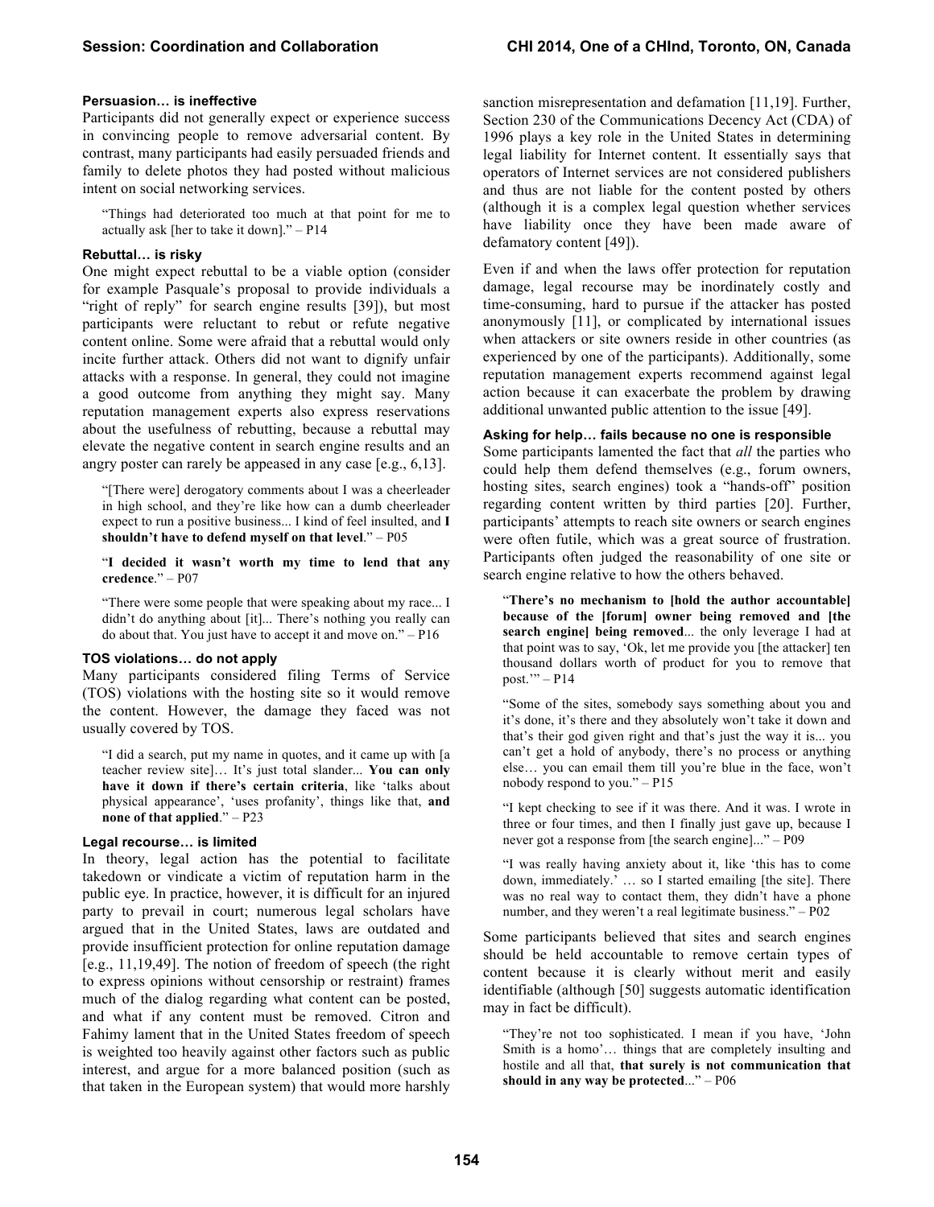### Persuasion… is ineffective

Participants did not generally expect or experience success in convincing people to remove adversarial content. By contrast, many participants had easily persuaded friends and family to delete photos they had posted without malicious intent on social networking services.

> "Things had deteriorated too much at that point for me to actually ask [her to take it down]." – P14

### Rebuttal… is risky

One might expect rebuttal to be a viable option (consider for example Pasquale's proposal to provide individuals a "right of reply" for search engine results [39]), but most participants were reluctant to rebut or refute negative content online. Some were afraid that a rebuttal would only incite further attack. Others did not want to dignify unfair attacks with a response. In general, they could not imagine a good outcome from anything they might say. Many reputation management experts also express reservations about the usefulness of rebutting, because a rebuttal may elevate the negative content in search engine results and an angry poster can rarely be appeased in any case [e.g., 6,13].

> "[There were] derogatory comments about I was a cheerleader in high school, and they're like how can a dumb cheerleader expect to run a positive business... I kind of feel insulted, and **I shouldn't have to defend myself on that level**." – P05

> "**I decided it wasn't worth my time to lend that any credence**." – P07

> "There were some people that were speaking about my race... I didn't do anything about [it]... There's nothing you really can do about that. You just have to accept it and move on." – P16

### TOS violations… do not apply

Many participants considered filing Terms of Service (TOS) violations with the hosting site so it would remove the content. However, the damage they faced was not usually covered by TOS.

> "I did a search, put my name in quotes, and it came up with [a teacher review site]… It's just total slander... **You can only have it down if there's certain criteria**, like 'talks about physical appearance', 'uses profanity', things like that, **and none of that applied**." – P23

### Legal recourse… is limited

In theory, legal action has the potential to facilitate takedown or vindicate a victim of reputation harm in the public eye. In practice, however, it is difficult for an injured party to prevail in court; numerous legal scholars have argued that in the United States, laws are outdated and provide insufficient protection for online reputation damage [e.g., 11,19,49]. The notion of freedom of speech (the right to express opinions without censorship or restraint) frames much of the dialog regarding what content can be posted, and what if any content must be removed. Citron and Fahimy lament that in the United States freedom of speech is weighted too heavily against other factors such as public interest, and argue for a more balanced position (such as that taken in the European system) that would more harshly sanction misrepresentation and defamation [11,19]. Further, Section 230 of the Communications Decency Act (CDA) of 1996 plays a key role in the United States in determining legal liability for Internet content. It essentially says that operators of Internet services are not considered publishers and thus are not liable for the content posted by others (although it is a complex legal question whether services have liability once they have been made aware of defamatory content [49]).

Even if and when the laws offer protection for reputation damage, legal recourse may be inordinately costly and time-consuming, hard to pursue if the attacker has posted anonymously [11], or complicated by international issues when attackers or site owners reside in other countries (as experienced by one of the participants). Additionally, some reputation management experts recommend against legal action because it can exacerbate the problem by drawing additional unwanted public attention to the issue [49].

### Asking for help… fails because no one is responsible

Some participants lamented the fact that *all* the parties who could help them defend themselves (e.g., forum owners, hosting sites, search engines) took a "hands-off" position regarding content written by third parties [20]. Further, participants' attempts to reach site owners or search engines were often futile, which was a great source of frustration. Participants often judged the reasonability of one site or search engine relative to how the others behaved.

> "**There's no mechanism to [hold the author accountable] because of the [forum] owner being removed and [the search engine] being removed**... the only leverage I had at that point was to say, 'Ok, let me provide you [the attacker] ten thousand dollars worth of product for you to remove that post.'" – P14

> "Some of the sites, somebody says something about you and it's done, it's there and they absolutely won't take it down and that's their god given right and that's just the way it is... you can't get a hold of anybody, there's no process or anything else… you can email them till you're blue in the face, won't nobody respond to you." – P15

> "I kept checking to see if it was there. And it was. I wrote in three or four times, and then I finally just gave up, because I never got a response from [the search engine]..." – P09

> "I was really having anxiety about it, like 'this has to come down, immediately.' … so I started emailing [the site]. There was no real way to contact them, they didn't have a phone number, and they weren't a real legitimate business." – P02

Some participants believed that sites and search engines should be held accountable to remove certain types of content because it is clearly without merit and easily identifiable (although [50] suggests automatic identification may in fact be difficult).

> "They're not too sophisticated. I mean if you have, 'John Smith is a homo'… things that are completely insulting and hostile and all that, **that surely is not communication that should in any way be protected**..." – P06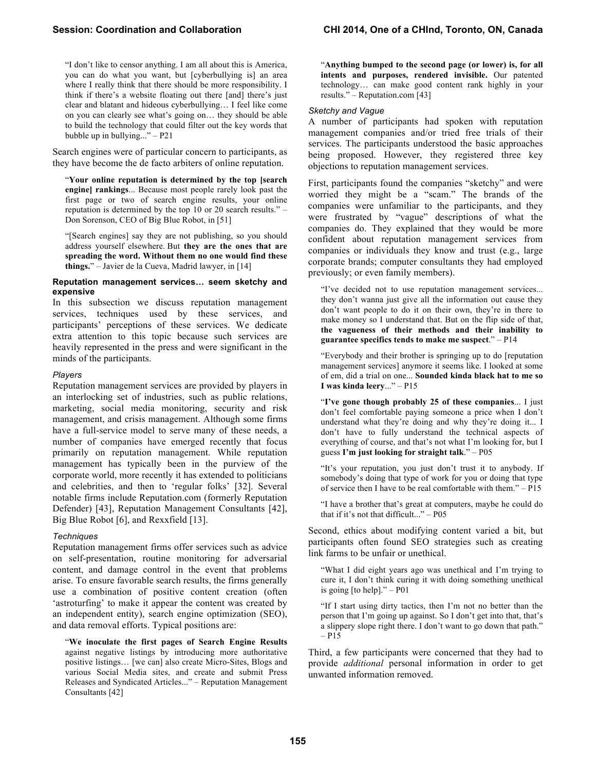> "I don't like to censor anything. I am all about this is America, you can do what you want, but [cyberbullying is] an area where I really think that there should be more responsibility. I think if there's a website floating out there [and] there's just clear and blatant and hideous cyberbullying… I feel like come on you can clearly see what's going on… they should be able to build the technology that could filter out the key words that bubble up in bullying..." – P21

Search engines were of particular concern to participants, as they have become the de facto arbiters of online reputation.

> "**Your online reputation is determined by the top [search engine] rankings**... Because most people rarely look past the first page or two of search engine results, your online reputation is determined by the top 10 or 20 search results." – Don Sorenson, CEO of Big Blue Robot, in [51]

> "[Search engines] say they are not publishing, so you should address yourself elsewhere. But **they are the ones that are spreading the word. Without them no one would find these things.**" – Javier de la Cueva, Madrid lawyer, in [14]

#### Reputation management services… seem sketchy and expensive

In this subsection we discuss reputation management services, techniques used by these services, and participants' perceptions of these services. We dedicate extra attention to this topic because such services are heavily represented in the press and were significant in the minds of the participants.

##### *Players*

Reputation management services are provided by players in an interlocking set of industries, such as public relations, marketing, social media monitoring, security and risk management, and crisis management. Although some firms have a full-service model to serve many of these needs, a number of companies have emerged recently that focus primarily on reputation management. While reputation management has typically been in the purview of the corporate world, more recently it has extended to politicians and celebrities, and then to 'regular folks' [32]. Several notable firms include Reputation.com (formerly Reputation Defender) [43], Reputation Management Consultants [42], Big Blue Robot [6], and Rexxfield [13].

##### *Techniques*

Reputation management firms offer services such as advice on self-presentation, routine monitoring for adversarial content, and damage control in the event that problems arise. To ensure favorable search results, the firms generally use a combination of positive content creation (often 'astroturfing' to make it appear the content was created by an independent entity), search engine optimization (SEO), and data removal efforts. Typical positions are:

> "**We inoculate the first pages of Search Engine Results** against negative listings by introducing more authoritative positive listings… [we can] also create Micro-Sites, Blogs and various Social Media sites, and create and submit Press Releases and Syndicated Articles..." – Reputation Management Consultants [42]

> "**Anything bumped to the second page (or lower) is, for all intents and purposes, rendered invisible.** Our patented technology… can make good content rank highly in your results." – Reputation.com [43]

##### *Sketchy and Vague*

A number of participants had spoken with reputation management companies and/or tried free trials of their services. The participants understood the basic approaches being proposed. However, they registered three key objections to reputation management services.

First, participants found the companies "sketchy" and were worried they might be a "scam." The brands of the companies were unfamiliar to the participants, and they were frustrated by "vague" descriptions of what the companies do. They explained that they would be more confident about reputation management services from companies or individuals they know and trust (e.g., large corporate brands; computer consultants they had employed previously; or even family members).

> "I've decided not to use reputation management services... they don't wanna just give all the information out cause they don't want people to do it on their own, they're in there to make money so I understand that. But on the flip side of that, **the vagueness of their methods and their inability to guarantee specifics tends to make me suspect**." – P14

> "Everybody and their brother is springing up to do [reputation management services] anymore it seems like. I looked at some of em, did a trial on one... **Sounded kinda black hat to me so I was kinda leery**..." – P15

> "**I've gone though probably 25 of these companies**... I just don't feel comfortable paying someone a price when I don't understand what they're doing and why they're doing it... I don't have to fully understand the technical aspects of everything of course, and that's not what I'm looking for, but I guess **I'm just looking for straight talk**." – P05

> "It's your reputation, you just don't trust it to anybody. If somebody's doing that type of work for you or doing that type of service then I have to be real comfortable with them." – P15

> "I have a brother that's great at computers, maybe he could do that if it's not that difficult..." – P05

Second, ethics about modifying content varied a bit, but participants often found SEO strategies such as creating link farms to be unfair or unethical.

> "What I did eight years ago was unethical and I'm trying to cure it, I don't think curing it with doing something unethical is going [to help]." – P01

> "If I start using dirty tactics, then I'm not no better than the person that I'm going up against. So I don't get into that, that's a slippery slope right there. I don't want to go down that path." – P15

Third, a few participants were concerned that they had to provide *additional* personal information in order to get unwanted information removed.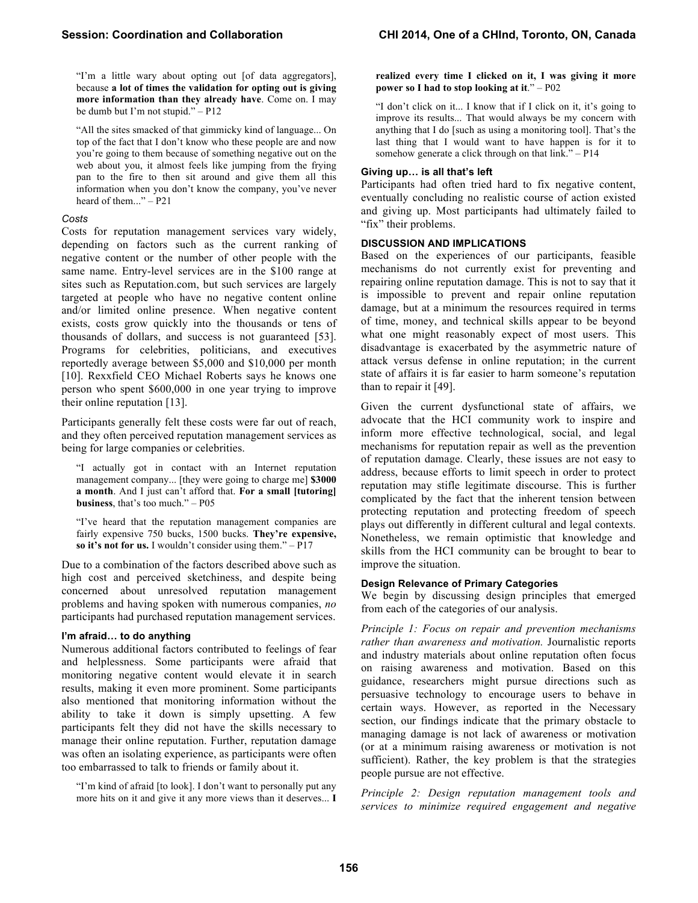> "I'm a little wary about opting out [of data aggregators], because **a lot of times the validation for opting out is giving more information than they already have**. Come on. I may be dumb but I'm not stupid." – P12

> "All the sites smacked of that gimmicky kind of language... On top of the fact that I don't know who these people are and now you're going to them because of something negative out on the web about you, it almost feels like jumping from the frying pan to the fire to then sit around and give them all this information when you don't know the company, you've never heard of them..." – P21

#### *Costs*

Costs for reputation management services vary widely, depending on factors such as the current ranking of negative content or the number of other people with the same name. Entry-level services are in the $100 range at sites such as Reputation.com, but such services are largely targeted at people who have no negative content online and/or limited online presence. When negative content exists, costs grow quickly into the thousands or tens of thousands of dollars, and success is not guaranteed [53]. Programs for celebrities, politicians, and executives reportedly average between $5,000 and $10,000 per month [10]. Rexxfield CEO Michael Roberts says he knows one person who spent $600,000 in one year trying to improve their online reputation [13].

Participants generally felt these costs were far out of reach, and they often perceived reputation management services as being for large companies or celebrities.

> "I actually got in contact with an Internet reputation management company... [they were going to charge me] **$3000 a month**. And I just can't afford that. **For a small [tutoring] business**, that's too much." – P05

> "I've heard that the reputation management companies are fairly expensive 750 bucks, 1500 bucks. **They're expensive, so it's not for us.** I wouldn't consider using them." – P17

Due to a combination of the factors described above such as high cost and perceived sketchiness, and despite being concerned about unresolved reputation management problems and having spoken with numerous companies, *no* participants had purchased reputation management services.

### I'm afraid… to do anything

Numerous additional factors contributed to feelings of fear and helplessness. Some participants were afraid that monitoring negative content would elevate it in search results, making it even more prominent. Some participants also mentioned that monitoring information without the ability to take it down is simply upsetting. A few participants felt they did not have the skills necessary to manage their online reputation. Further, reputation damage was often an isolating experience, as participants were often too embarrassed to talk to friends or family about it.

> "I'm kind of afraid [to look]. I don't want to personally put any more hits on it and give it any more views than it deserves... **I realized every time I clicked on it, I was giving it more power so I had to stop looking at it**." – P02

> "I don't click on it... I know that if I click on it, it's going to improve its results... That would always be my concern with anything that I do [such as using a monitoring tool]. That's the last thing that I would want to have happen is for it to somehow generate a click through on that link." – P14

### Giving up… is all that's left

Participants had often tried hard to fix negative content, eventually concluding no realistic course of action existed and giving up. Most participants had ultimately failed to "fix" their problems.

## DISCUSSION AND IMPLICATIONS

Based on the experiences of our participants, feasible mechanisms do not currently exist for preventing and repairing online reputation damage. This is not to say that it is impossible to prevent and repair online reputation damage, but at a minimum the resources required in terms of time, money, and technical skills appear to be beyond what one might reasonably expect of most users. This disadvantage is exacerbated by the asymmetric nature of attack versus defense in online reputation; in the current state of affairs it is far easier to harm someone's reputation than to repair it [49].

Given the current dysfunctional state of affairs, we advocate that the HCI community work to inspire and inform more effective technological, social, and legal mechanisms for reputation repair as well as the prevention of reputation damage. Clearly, these issues are not easy to address, because efforts to limit speech in order to protect reputation may stifle legitimate discourse. This is further complicated by the fact that the inherent tension between protecting reputation and protecting freedom of speech plays out differently in different cultural and legal contexts. Nonetheless, we remain optimistic that knowledge and skills from the HCI community can be brought to bear to improve the situation.

### Design Relevance of Primary Categories

We begin by discussing design principles that emerged from each of the categories of our analysis.

*Principle 1: Focus on repair and prevention mechanisms rather than awareness and motivation.* Journalistic reports and industry materials about online reputation often focus on raising awareness and motivation. Based on this guidance, researchers might pursue directions such as persuasive technology to encourage users to behave in certain ways. However, as reported in the Necessary section, our findings indicate that the primary obstacle to managing damage is not lack of awareness or motivation (or at a minimum raising awareness or motivation is not sufficient). Rather, the key problem is that the strategies people pursue are not effective.

*Principle 2: Design reputation management tools and services to minimize required engagement and negative*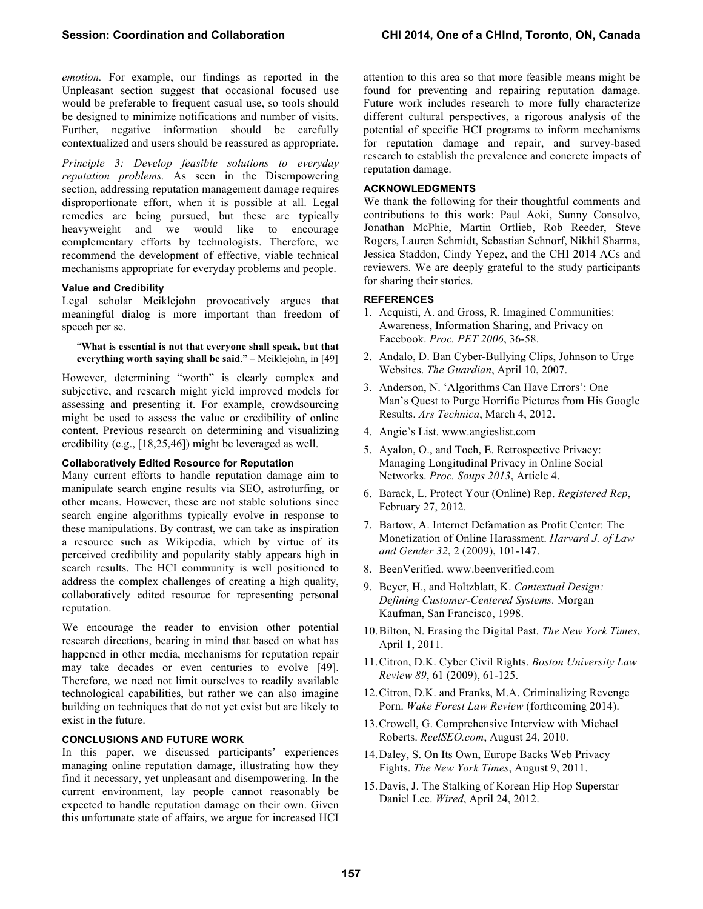*emotion.* For example, our findings as reported in the Unpleasant section suggest that occasional focused use would be preferable to frequent casual use, so tools should be designed to minimize notifications and number of visits. Further, negative information should be carefully contextualized and users should be reassured as appropriate.

*Principle 3: Develop feasible solutions to everyday reputation problems.* As seen in the Disempowering section, addressing reputation management damage requires disproportionate effort, when it is possible at all. Legal remedies are being pursued, but these are typically heavyweight and we would like to encourage complementary efforts by technologists. Therefore, we recommend the development of effective, viable technical mechanisms appropriate for everyday problems and people.

### Value and Credibility

Legal scholar Meiklejohn provocatively argues that meaningful dialog is more important than freedom of speech per se.

> "**What is essential is not that everyone shall speak, but that everything worth saying shall be said**." – Meiklejohn, in [49]

However, determining "worth" is clearly complex and subjective, and research might yield improved models for assessing and presenting it. For example, crowdsourcing might be used to assess the value or credibility of online content. Previous research on determining and visualizing credibility (e.g., [18,25,46]) might be leveraged as well.

### Collaboratively Edited Resource for Reputation

Many current efforts to handle reputation damage aim to manipulate search engine results via SEO, astroturfing, or other means. However, these are not stable solutions since search engine algorithms typically evolve in response to these manipulations. By contrast, we can take as inspiration a resource such as Wikipedia, which by virtue of its perceived credibility and popularity stably appears high in search results. The HCI community is well positioned to address the complex challenges of creating a high quality, collaboratively edited resource for representing personal reputation.

We encourage the reader to envision other potential research directions, bearing in mind that based on what has happened in other media, mechanisms for reputation repair may take decades or even centuries to evolve [49]. Therefore, we need not limit ourselves to readily available technological capabilities, but rather we can also imagine building on techniques that do not yet exist but are likely to exist in the future.

## CONCLUSIONS AND FUTURE WORK

In this paper, we discussed participants' experiences managing online reputation damage, illustrating how they find it necessary, yet unpleasant and disempowering. In the current environment, lay people cannot reasonably be expected to handle reputation damage on their own. Given this unfortunate state of affairs, we argue for increased HCI attention to this area so that more feasible means might be found for preventing and repairing reputation damage. Future work includes research to more fully characterize different cultural perspectives, a rigorous analysis of the potential of specific HCI programs to inform mechanisms for reputation damage and repair, and survey-based research to establish the prevalence and concrete impacts of reputation damage.

## ACKNOWLEDGMENTS

We thank the following for their thoughtful comments and contributions to this work: Paul Aoki, Sunny Consolvo, Jonathan McPhie, Martin Ortlieb, Rob Reeder, Steve Rogers, Lauren Schmidt, Sebastian Schnorf, Nikhil Sharma, Jessica Staddon, Cindy Yepez, and the CHI 2014 ACs and reviewers. We are deeply grateful to the study participants for sharing their stories.

## REFERENCES

1. Acquisti, A. and Gross, R. Imagined Communities: Awareness, Information Sharing, and Privacy on Facebook. *Proc. PET 2006*, 36-58.
2. Andalo, D. Ban Cyber-Bullying Clips, Johnson to Urge Websites. *The Guardian*, April 10, 2007.
3. Anderson, N. 'Algorithms Can Have Errors': One Man's Quest to Purge Horrific Pictures from His Google Results. *Ars Technica*, March 4, 2012.
4. Angie's List. www.angieslist.com
5. Ayalon, O., and Toch, E. Retrospective Privacy: Managing Longitudinal Privacy in Online Social Networks. *Proc. Soups 2013*, Article 4.
6. Barack, L. Protect Your (Online) Rep. *Registered Rep*, February 27, 2012.
7. Bartow, A. Internet Defamation as Profit Center: The Monetization of Online Harassment. *Harvard J. of Law and Gender 32*, 2 (2009), 101-147.
8. BeenVerified. www.beenverified.com
9. Beyer, H., and Holtzblatt, K. *Contextual Design: Defining Customer-Centered Systems.* Morgan Kaufman, San Francisco, 1998.
10. Bilton, N. Erasing the Digital Past. *The New York Times*, April 1, 2011.
11. Citron, D.K. Cyber Civil Rights. *Boston University Law Review 89*, 61 (2009), 61-125.
12. Citron, D.K. and Franks, M.A. Criminalizing Revenge Porn. *Wake Forest Law Review* (forthcoming 2014).
13. Crowell, G. Comprehensive Interview with Michael Roberts. *ReelSEO.com*, August 24, 2010.
14. Daley, S. On Its Own, Europe Backs Web Privacy Fights. *The New York Times*, August 9, 2011.
15. Davis, J. The Stalking of Korean Hip Hop Superstar Daniel Lee. *Wired*, April 24, 2012.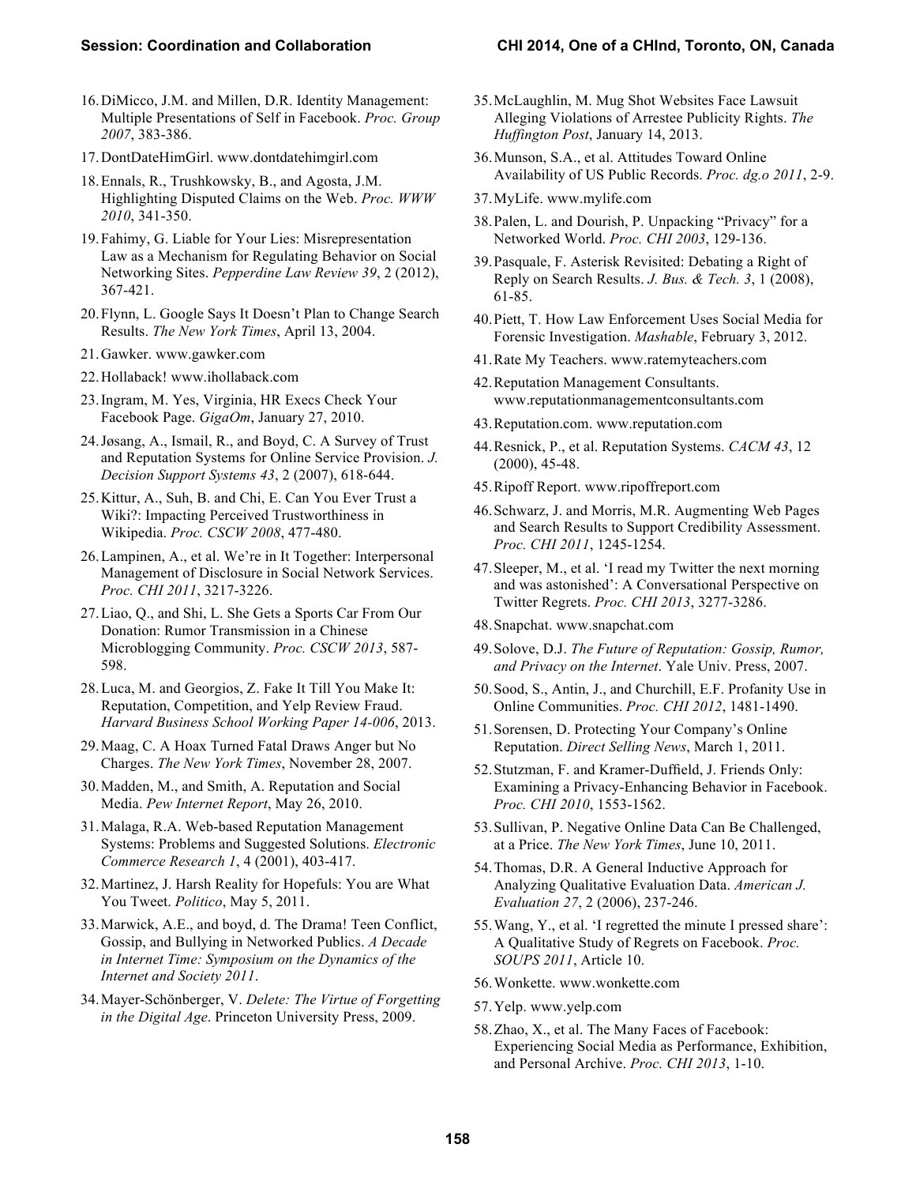16. DiMicco, J.M. and Millen, D.R. Identity Management: Multiple Presentations of Self in Facebook. *Proc. Group 2007*, 383-386.
17. DontDateHimGirl. www.dontdatehimgirl.com
18. Ennals, R., Trushkowsky, B., and Agosta, J.M. Highlighting Disputed Claims on the Web. *Proc. WWW 2010*, 341-350.
19. Fahimy, G. Liable for Your Lies: Misrepresentation Law as a Mechanism for Regulating Behavior on Social Networking Sites. *Pepperdine Law Review 39*, 2 (2012), 367-421.
20. Flynn, L. Google Says It Doesn't Plan to Change Search Results. *The New York Times*, April 13, 2004.
21. Gawker. www.gawker.com
22. Hollaback! www.ihollaback.com
23. Ingram, M. Yes, Virginia, HR Execs Check Your Facebook Page. *GigaOm*, January 27, 2010.
24. Jøsang, A., Ismail, R., and Boyd, C. A Survey of Trust and Reputation Systems for Online Service Provision. *J. Decision Support Systems 43*, 2 (2007), 618-644.
25. Kittur, A., Suh, B. and Chi, E. Can You Ever Trust a Wiki?: Impacting Perceived Trustworthiness in Wikipedia. *Proc. CSCW 2008*, 477-480.
26. Lampinen, A., et al. We're in It Together: Interpersonal Management of Disclosure in Social Network Services. *Proc. CHI 2011*, 3217-3226.
27. Liao, Q., and Shi, L. She Gets a Sports Car From Our Donation: Rumor Transmission in a Chinese Microblogging Community. *Proc. CSCW 2013*, 587-598.
28. Luca, M. and Georgios, Z. Fake It Till You Make It: Reputation, Competition, and Yelp Review Fraud. *Harvard Business School Working Paper 14-006*, 2013.
29. Maag, C. A Hoax Turned Fatal Draws Anger but No Charges. *The New York Times*, November 28, 2007.
30. Madden, M., and Smith, A. Reputation and Social Media. *Pew Internet Report*, May 26, 2010.
31. Malaga, R.A. Web-based Reputation Management Systems: Problems and Suggested Solutions. *Electronic Commerce Research 1*, 4 (2001), 403-417.
32. Martinez, J. Harsh Reality for Hopefuls: You are What You Tweet. *Politico*, May 5, 2011.
33. Marwick, A.E., and boyd, d. The Drama! Teen Conflict, Gossip, and Bullying in Networked Publics. *A Decade in Internet Time: Symposium on the Dynamics of the Internet and Society 2011*.
34. Mayer-Schönberger, V. *Delete: The Virtue of Forgetting in the Digital Age*. Princeton University Press, 2009.
35. McLaughlin, M. Mug Shot Websites Face Lawsuit Alleging Violations of Arrestee Publicity Rights. *The Huffington Post*, January 14, 2013.
36. Munson, S.A., et al. Attitudes Toward Online Availability of US Public Records. *Proc. dg.o 2011*, 2-9.
37. MyLife. www.mylife.com
38. Palen, L. and Dourish, P. Unpacking "Privacy" for a Networked World. *Proc. CHI 2003*, 129-136.
39. Pasquale, F. Asterisk Revisited: Debating a Right of Reply on Search Results. *J. Bus. & Tech. 3*, 1 (2008), 61-85.
40. Piett, T. How Law Enforcement Uses Social Media for Forensic Investigation. *Mashable*, February 3, 2012.
41. Rate My Teachers. www.ratemyteachers.com
42. Reputation Management Consultants. www.reputationmanagementconsultants.com
43. Reputation.com. www.reputation.com
44. Resnick, P., et al. Reputation Systems. *CACM 43*, 12 (2000), 45-48.
45. Ripoff Report. www.ripoffreport.com
46. Schwarz, J. and Morris, M.R. Augmenting Web Pages and Search Results to Support Credibility Assessment. *Proc. CHI 2011*, 1245-1254.
47. Sleeper, M., et al. 'I read my Twitter the next morning and was astonished': A Conversational Perspective on Twitter Regrets. *Proc. CHI 2013*, 3277-3286.
48. Snapchat. www.snapchat.com
49. Solove, D.J. *The Future of Reputation: Gossip, Rumor, and Privacy on the Internet*. Yale Univ. Press, 2007.
50. Sood, S., Antin, J., and Churchill, E.F. Profanity Use in Online Communities. *Proc. CHI 2012*, 1481-1490.
51. Sorensen, D. Protecting Your Company's Online Reputation. *Direct Selling News*, March 1, 2011.
52. Stutzman, F. and Kramer-Duffield, J. Friends Only: Examining a Privacy-Enhancing Behavior in Facebook. *Proc. CHI 2010*, 1553-1562.
53. Sullivan, P. Negative Online Data Can Be Challenged, at a Price. *The New York Times*, June 10, 2011.
54. Thomas, D.R. A General Inductive Approach for Analyzing Qualitative Evaluation Data. *American J. Evaluation 27*, 2 (2006), 237-246.
55. Wang, Y., et al. 'I regretted the minute I pressed share': A Qualitative Study of Regrets on Facebook. *Proc. SOUPS 2011*, Article 10.
56. Wonkette. www.wonkette.com
57. Yelp. www.yelp.com
58. Zhao, X., et al. The Many Faces of Facebook: Experiencing Social Media as Performance, Exhibition, and Personal Archive. *Proc. CHI 2013*, 1-10.